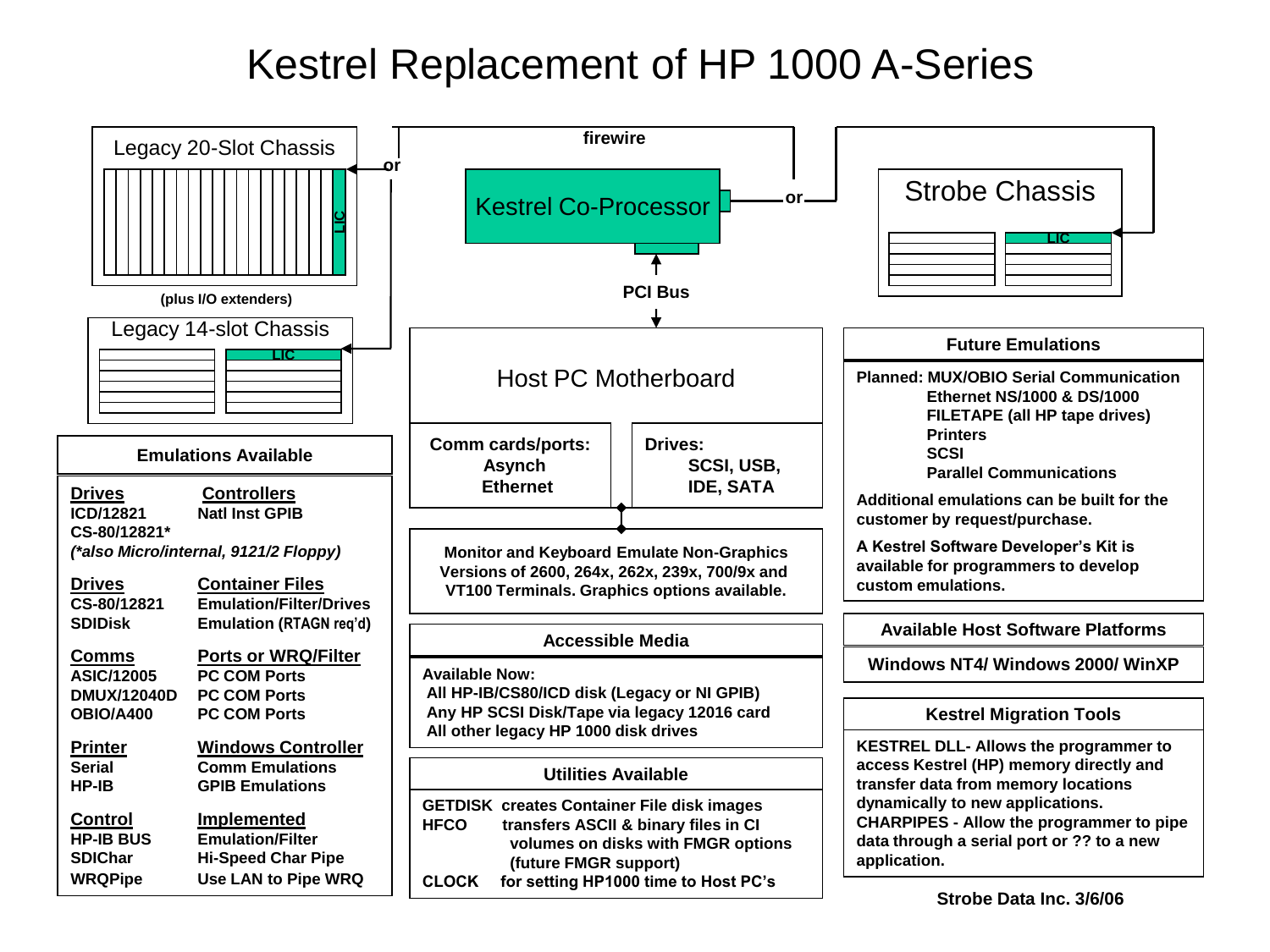# Kestrel Replacement of HP 1000 A-Series

Legacy 20-Slot Chassis

LIC

(plus I/O extenders)

Legacy 14-slot Chassis

LIC

or

firewire

Kestrel Co-Processor

or

Strobe Chassis

LIC

PCI Bus

Host PC Motherboard

| Comm cards/ports: | Drives: |
|---|---|
| Asynch | SCSI, USB, |
| Ethernet | IDE, SATA |

**Monitor and Keyboard Emulate Non-Graphics Versions of 2600, 264x, 262x, 239x, 700/9x and VT100 Terminals. Graphics options available.**

## Emulations Available

| **Drives** | **Controllers** |
|---|---|
| ICD/12821 | Natl Inst GPIB |
| CS-80/12821* | |

*(*also Micro/internal, 9121/2 Floppy)*

| **Drives** | **Container Files** |
|---|---|
| CS-80/12821 | Emulation/Filter/Drives |
| SDIDisk | Emulation (RTAGN req'd) |

| **Comms** | **Ports or WRQ/Filter** |
|---|---|
| ASIC/12005 | PC COM Ports |
| DMUX/12040D | PC COM Ports |
| OBIO/A400 | PC COM Ports |

| **Printer** | **Windows Controller** |
|---|---|
| Serial | Comm Emulations |
| HP-IB | GPIB Emulations |

| **Control** | **Implemented** |
|---|---|
| HP-IB BUS | Emulation/Filter |
| SDIChar | Hi-Speed Char Pipe |
| WRQPipe | Use LAN to Pipe WRQ |

## Accessible Media

**Available Now:**
- All HP-IB/CS80/ICD disk (Legacy or NI GPIB)
- Any HP SCSI Disk/Tape via legacy 12016 card
- All other legacy HP 1000 disk drives

## Utilities Available

| | |
|---|---|
| **GETDISK** | creates Container File disk images |
| **HFCO** | transfers ASCII & binary files in CI volumes on disks with FMGR options (future FMGR support) |
| **CLOCK** | for setting HP1000 time to Host PC's |

## Future Emulations

**Planned:**
- MUX/OBIO Serial Communication
- Ethernet NS/1000 & DS/1000
- FILETAPE (all HP tape drives)
- Printers
- SCSI
- Parallel Communications

**Additional emulations can be built for the customer by request/purchase.**

**A Kestrel Software Developer's Kit is available for programmers to develop custom emulations.**

## Available Host Software Platforms

**Windows NT4/ Windows 2000/ WinXP**

## Kestrel Migration Tools

**KESTREL DLL- Allows the programmer to access Kestrel (HP) memory directly and transfer data from memory locations dynamically to new applications.**

**CHARPIPES - Allow the programmer to pipe data through a serial port or ?? to a new application.**

**Strobe Data Inc. 3/6/06**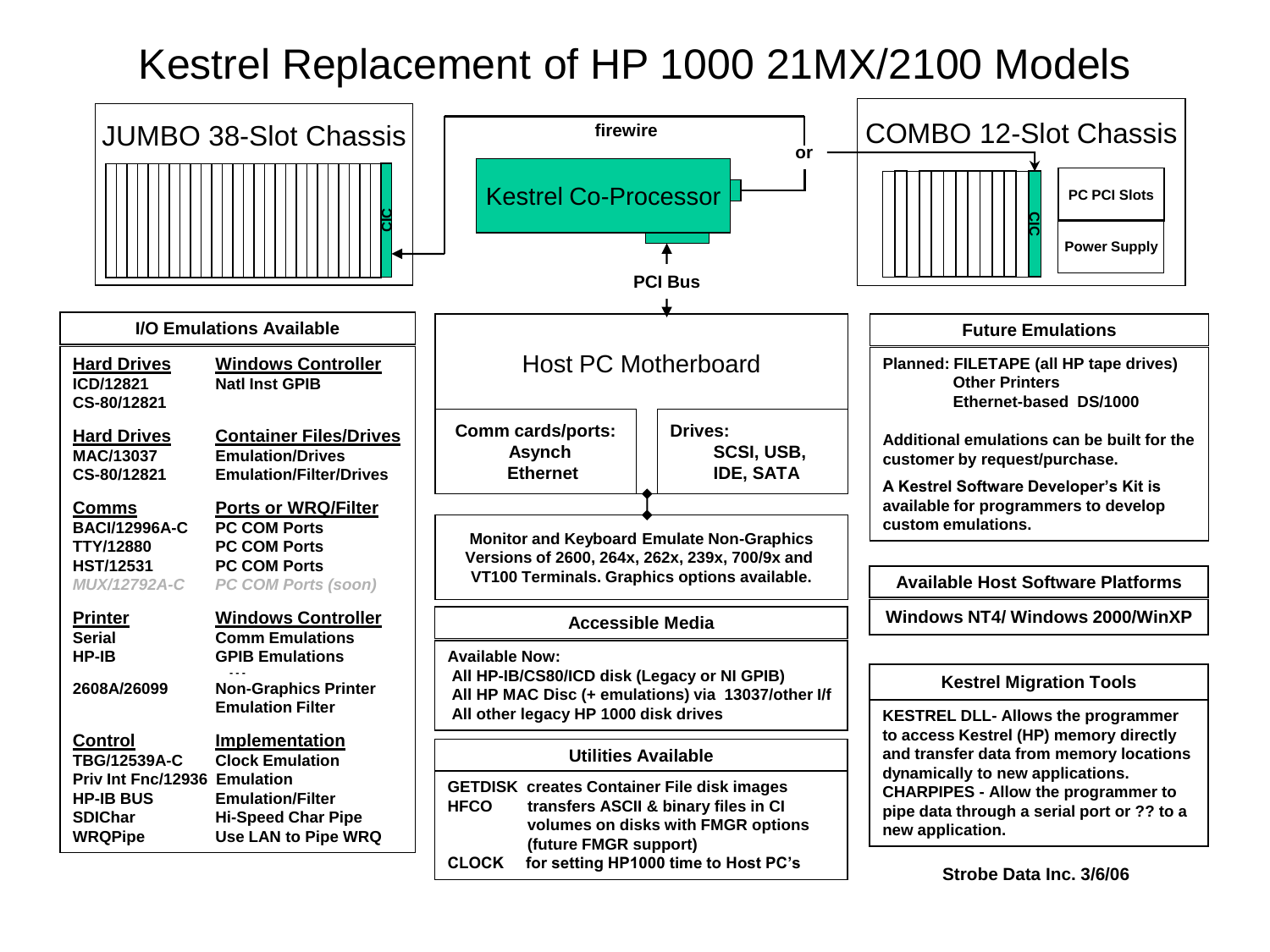# Kestrel Replacement of HP 1000 21MX/2100 Models

JUMBO 38-Slot Chassis

CIC

firewire

or

Kestrel Co-Processor

COMBO 12-Slot Chassis

CIC

PC PCI Slots

Power Supply

PCI Bus

## I/O Emulations Available

| | |
|---|---|
| **Hard Drives** | **Windows Controller** |
| ICD/12821 | Natl Inst GPIB |
| CS-80/12821 | |
| **Hard Drives** | **Container Files/Drives** |
| MAC/13037 | Emulation/Drives |
| CS-80/12821 | Emulation/Filter/Drives |
| **Comms** | **Ports or WRQ/Filter** |
| BACI/12996A-C | PC COM Ports |
| TTY/12880 | PC COM Ports |
| HST/12531 | PC COM Ports |
| *MUX/12792A-C* | *PC COM Ports (soon)* |
| **Printer** | **Windows Controller** |
| Serial | Comm Emulations |
| HP-IB | GPIB Emulations |
| 2608A/26099 | Non-Graphics Printer Emulation Filter |
| **Control** | **Implementation** |
| TBG/12539A-C | Clock Emulation |
| Priv Int Fnc/12936 | Emulation |
| HP-IB BUS | Emulation/Filter |
| SDIChar | Hi-Speed Char Pipe |
| WRQPipe | Use LAN to Pipe WRQ |

## Host PC Motherboard

**Comm cards/ports:**
Asynch
Ethernet

**Drives:**
SCSI, USB,
IDE, SATA

Monitor and Keyboard Emulate Non-Graphics Versions of 2600, 264x, 262x, 239x, 700/9x and VT100 Terminals. Graphics options available.

## Accessible Media

Available Now:
- All HP-IB/CS80/ICD disk (Legacy or NI GPIB)
- All HP MAC Disc (+ emulations) via 13037/other I/f
- All other legacy HP 1000 disk drives

## Utilities Available

| | |
|---|---|
| GETDISK | creates Container File disk images |
| HFCO | transfers ASCII & binary files in CI volumes on disks with FMGR options (future FMGR support) |
| CLOCK | for setting HP1000 time to Host PC's |

## Future Emulations

Planned: FILETAPE (all HP tape drives)
Other Printers
Ethernet-based DS/1000

Additional emulations can be built for the customer by request/purchase.

A Kestrel Software Developer's Kit is available for programmers to develop custom emulations.

## Available Host Software Platforms

Windows NT4/ Windows 2000/WinXP

## Kestrel Migration Tools

KESTREL DLL- Allows the programmer to access Kestrel (HP) memory directly and transfer data from memory locations dynamically to new applications.
CHARPIPES - Allow the programmer to pipe data through a serial port or ?? to a new application.

Strobe Data Inc. 3/6/06